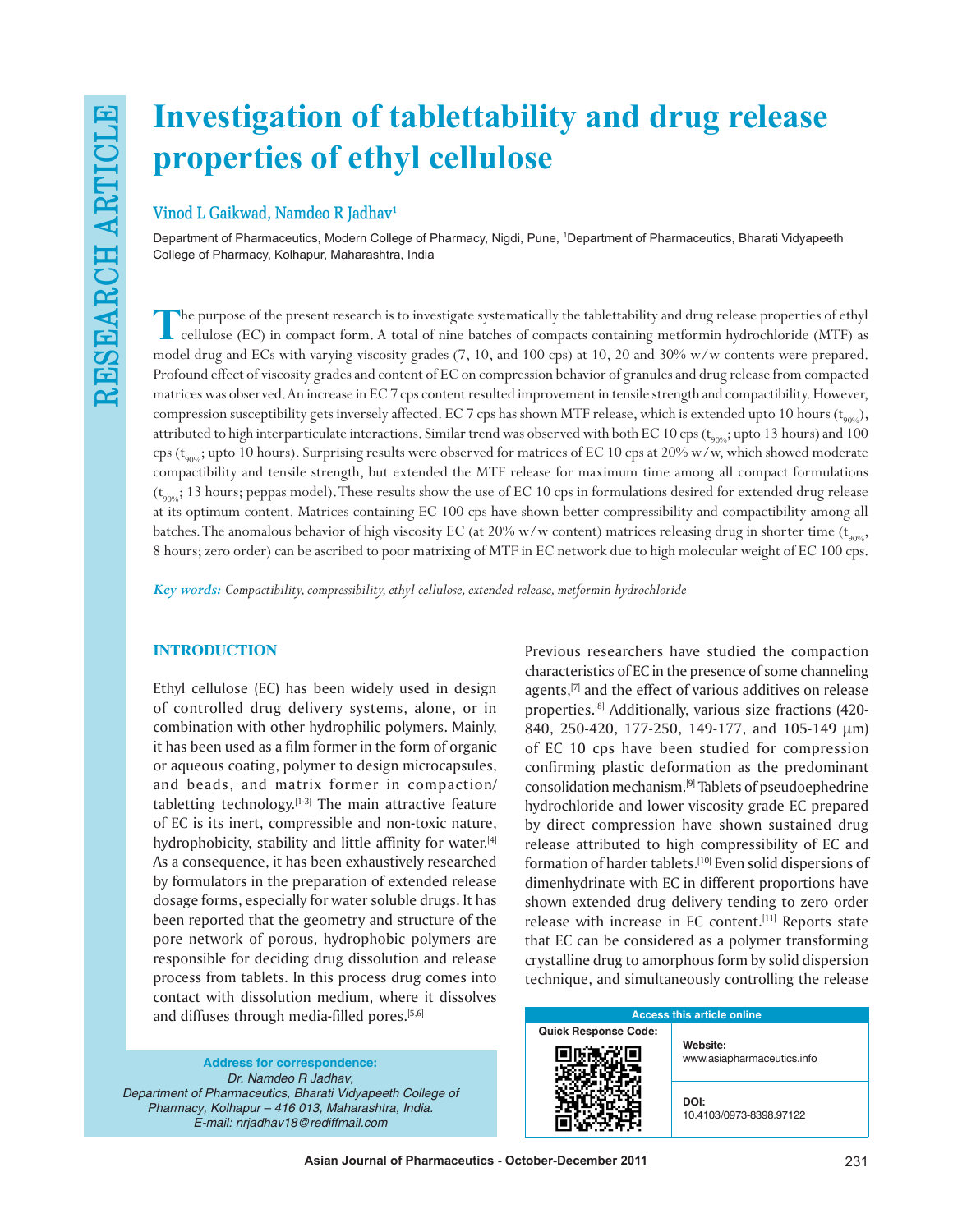RESEARCH ARTICLE

# Investigation of tablettability and drug release properties of ethyl cellulose

**Vinod L Gaikwad, Namdeo R Jadhav[1]**

Department of Pharmaceutics, Modern College of Pharmacy, Nigdi, Pune, [1]Department of Pharmaceutics, Bharati Vidyapeeth College of Pharmacy, Kolhapur, Maharashtra, India

The purpose of the present research is to investigate systematically the tablettability and drug release properties of ethyl cellulose (EC) in compact form. A total of nine batches of compacts containing metformin hydrochloride (MTF) as model drug and ECs with varying viscosity grades (7, 10, and 100 cps) at 10, 20 and 30% w/w contents were prepared. Profound effect of viscosity grades and content of EC on compression behavior of granules and drug release from compacted matrices was observed. An increase in EC 7 cps content resulted improvement in tensile strength and compactibility. However, compression susceptibility gets inversely affected. EC 7 cps has shown MTF release, which is extended upto 10 hours ($t_{90\%}$), attributed to high interparticulate interactions. Similar trend was observed with both EC 10 cps ($t_{90\%}$; upto 13 hours) and 100 cps ($t_{90\%}$; upto 10 hours). Surprising results were observed for matrices of EC 10 cps at 20% w/w, which showed moderate compactibility and tensile strength, but extended the MTF release for maximum time among all compact formulations ($t_{90\%}$; 13 hours; peppas model). These results show the use of EC 10 cps in formulations desired for extended drug release at its optimum content. Matrices containing EC 100 cps have shown better compressibility and compactibility among all batches. The anomalous behavior of high viscosity EC (at 20% w/w content) matrices releasing drug in shorter time ($t_{90\%}$, 8 hours; zero order) can be ascribed to poor matrixing of MTF in EC network due to high molecular weight of EC 100 cps.

***Key words:*** *Compactibility, compressibility, ethyl cellulose, extended release, metformin hydrochloride*

## INTRODUCTION

Ethyl cellulose (EC) has been widely used in design of controlled drug delivery systems, alone, or in combination with other hydrophilic polymers. Mainly, it has been used as a film former in the form of organic or aqueous coating, polymer to design microcapsules, and beads, and matrix former in compaction/tabletting technology.[1-3] The main attractive feature of EC is its inert, compressible and non-toxic nature, hydrophobicity, stability and little affinity for water.[4] As a consequence, it has been exhaustively researched by formulators in the preparation of extended release dosage forms, especially for water soluble drugs. It has been reported that the geometry and structure of the pore network of porous, hydrophobic polymers are responsible for deciding drug dissolution and release process from tablets. In this process drug comes into contact with dissolution medium, where it dissolves and diffuses through media-filled pores.[5,6]

Previous researchers have studied the compaction characteristics of EC in the presence of some channeling agents,[7] and the effect of various additives on release properties.[8] Additionally, various size fractions (420-840, 250-420, 177-250, 149-177, and 105-149 μm) of EC 10 cps have been studied for compression confirming plastic deformation as the predominant consolidation mechanism.[9] Tablets of pseudoephedrine hydrochloride and lower viscosity grade EC prepared by direct compression have shown sustained drug release attributed to high compressibility of EC and formation of harder tablets.[10] Even solid dispersions of dimenhydrinate with EC in different proportions have shown extended drug delivery tending to zero order release with increase in EC content.[11] Reports state that EC can be considered as a polymer transforming crystalline drug to amorphous form by solid dispersion technique, and simultaneously controlling the release

**Address for correspondence:**
*Dr. Namdeo R Jadhav,*
*Department of Pharmaceutics, Bharati Vidyapeeth College of Pharmacy, Kolhapur – 416 013, Maharashtra, India.*
*E-mail: nrjadhav18@rediffmail.com*

| Access this article online | |
|---|---|
| Quick Response Code: | Website: www.asiapharmaceutics.info |
| | DOI: 10.4103/0973-8398.97122 |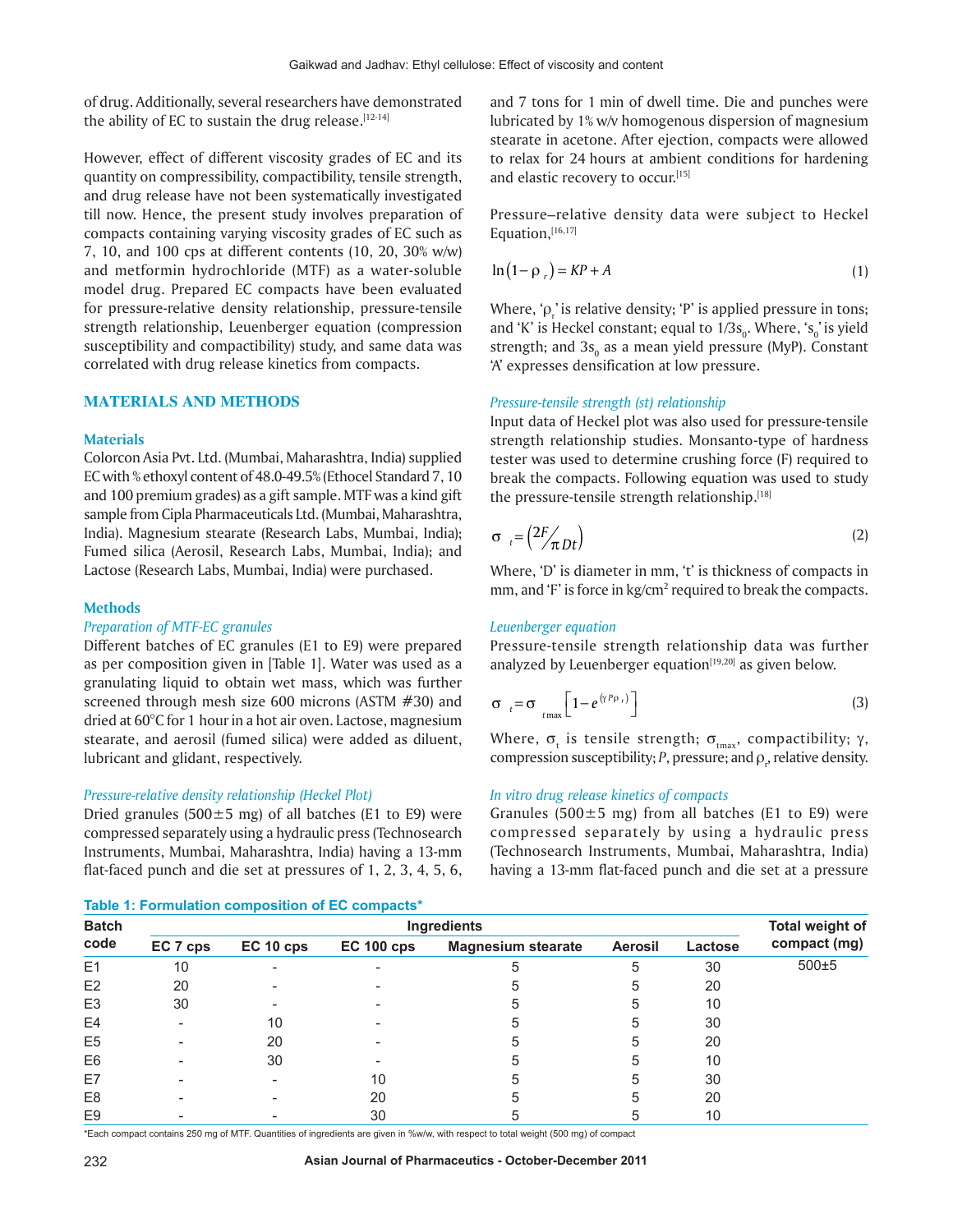of drug. Additionally, several researchers have demonstrated the ability of EC to sustain the drug release.[12-14]

However, effect of different viscosity grades of EC and its quantity on compressibility, compactibility, tensile strength, and drug release have not been systematically investigated till now. Hence, the present study involves preparation of compacts containing varying viscosity grades of EC such as 7, 10, and 100 cps at different contents (10, 20, 30% w/w) and metformin hydrochloride (MTF) as a water-soluble model drug. Prepared EC compacts have been evaluated for pressure-relative density relationship, pressure-tensile strength relationship, Leuenberger equation (compression susceptibility and compactibility) study, and same data was correlated with drug release kinetics from compacts.

## MATERIALS AND METHODS

### Materials

Colorcon Asia Pvt. Ltd. (Mumbai, Maharashtra, India) supplied EC with % ethoxyl content of 48.0-49.5% (Ethocel Standard 7, 10 and 100 premium grades) as a gift sample. MTF was a kind gift sample from Cipla Pharmaceuticals Ltd. (Mumbai, Maharashtra, India). Magnesium stearate (Research Labs, Mumbai, India); Fumed silica (Aerosil, Research Labs, Mumbai, India); and Lactose (Research Labs, Mumbai, India) were purchased.

### Methods

#### *Preparation of MTF-EC granules*

Different batches of EC granules (E1 to E9) were prepared as per composition given in [Table 1]. Water was used as a granulating liquid to obtain wet mass, which was further screened through mesh size 600 microns (ASTM #30) and dried at 60°C for 1 hour in a hot air oven. Lactose, magnesium stearate, and aerosil (fumed silica) were added as diluent, lubricant and glidant, respectively.

#### *Pressure-relative density relationship (Heckel Plot)*

Dried granules (500±5 mg) of all batches (E1 to E9) were compressed separately using a hydraulic press (Technosearch Instruments, Mumbai, Maharashtra, India) having a 13-mm flat-faced punch and die set at pressures of 1, 2, 3, 4, 5, 6, and 7 tons for 1 min of dwell time. Die and punches were lubricated by 1% w/v homogenous dispersion of magnesium stearate in acetone. After ejection, compacts were allowed to relax for 24 hours at ambient conditions for hardening and elastic recovery to occur.[15]

Pressure–relative density data were subject to Heckel Equation,[16,17]

$$\ln(1-\rho_r) = KP + A \tag{1}$$

Where, '$\rho_r$' is relative density; 'P' is applied pressure in tons; and 'K' is Heckel constant; equal to $1/3s_0$. Where, '$s_0$' is yield strength; and $3s_0$ as a mean yield pressure (MyP). Constant 'A' expresses densification at low pressure.

#### *Pressure-tensile strength (st) relationship*

Input data of Heckel plot was also used for pressure-tensile strength relationship studies. Monsanto-type of hardness tester was used to determine crushing force (F) required to break the compacts. Following equation was used to study the pressure-tensile strength relationship.[18]

$$\sigma_t = \left(2F/\pi Dt\right) \tag{2}$$

Where, 'D' is diameter in mm, 't' is thickness of compacts in mm, and 'F' is force in kg/cm² required to break the compacts.

#### *Leuenberger equation*

Pressure-tensile strength relationship data was further analyzed by Leuenberger equation[19,20] as given below.

$$\sigma_t = \sigma_{t\max}\left[1 - e^{(\gamma P \rho_r)}\right] \tag{3}$$

Where, $\sigma_t$ is tensile strength; $\sigma_{t\max}$, compactibility; $\gamma$, compression susceptibility; $P$, pressure; and $\rho_r$, relative density.

#### *In vitro drug release kinetics of compacts*

Granules (500±5 mg) from all batches (E1 to E9) were compressed separately by using a hydraulic press (Technosearch Instruments, Mumbai, Maharashtra, India) having a 13-mm flat-faced punch and die set at a pressure

**Table 1: Formulation composition of EC compacts***

| Batch code | Ingredients | | | | | | Total weight of compact (mg) |
|---|---|---|---|---|---|---|---|
| | EC 7 cps | EC 10 cps | EC 100 cps | Magnesium stearate | Aerosil | Lactose | |
| E1 | 10 | - | - | 5 | 5 | 30 | 500±5 |
| E2 | 20 | - | - | 5 | 5 | 20 | |
| E3 | 30 | - | - | 5 | 5 | 10 | |
| E4 | - | 10 | - | 5 | 5 | 30 | |
| E5 | - | 20 | - | 5 | 5 | 20 | |
| E6 | - | 30 | - | 5 | 5 | 10 | |
| E7 | - | - | 10 | 5 | 5 | 30 | |
| E8 | - | - | 20 | 5 | 5 | 20 | |
| E9 | - | - | 30 | 5 | 5 | 10 | |

*Each compact contains 250 mg of MTF. Quantities of ingredients are given in %w/w, with respect to total weight (500 mg) of compact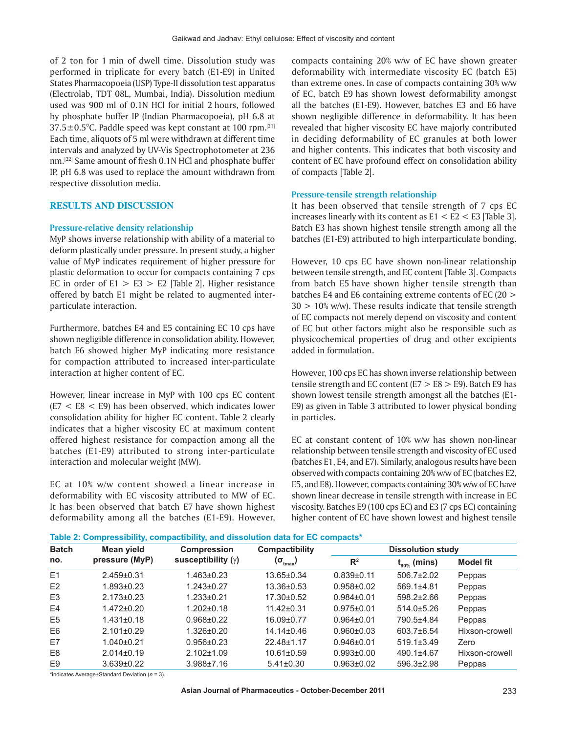of 2 ton for 1 min of dwell time. Dissolution study was performed in triplicate for every batch (E1-E9) in United States Pharmacopoeia (USP) Type-II dissolution test apparatus (Electrolab, TDT 08L, Mumbai, India). Dissolution medium used was 900 ml of 0.1N HCl for initial 2 hours, followed by phosphate buffer IP (Indian Pharmacopoeia), pH 6.8 at 37.5±0.5°C. Paddle speed was kept constant at 100 rpm.[21] Each time, aliquots of 5 ml were withdrawn at different time intervals and analyzed by UV-Vis Spectrophotometer at 236 nm.[22] Same amount of fresh 0.1N HCl and phosphate buffer IP, pH 6.8 was used to replace the amount withdrawn from respective dissolution media.

## RESULTS AND DISCUSSION

### Pressure-relative density relationship

MyP shows inverse relationship with ability of a material to deform plastically under pressure. In present study, a higher value of MyP indicates requirement of higher pressure for plastic deformation to occur for compacts containing 7 cps EC in order of E1 > E3 > E2 [Table 2]. Higher resistance offered by batch E1 might be related to augmented inter-particulate interaction.

Furthermore, batches E4 and E5 containing EC 10 cps have shown negligible difference in consolidation ability. However, batch E6 showed higher MyP indicating more resistance for compaction attributed to increased inter-particulate interaction at higher content of EC.

However, linear increase in MyP with 100 cps EC content (E7 < E8 < E9) has been observed, which indicates lower consolidation ability for higher EC content. Table 2 clearly indicates that a higher viscosity EC at maximum content offered highest resistance for compaction among all the batches (E1-E9) attributed to strong inter-particulate interaction and molecular weight (MW).

EC at 10% w/w content showed a linear increase in deformability with EC viscosity attributed to MW of EC. It has been observed that batch E7 have shown highest deformability among all the batches (E1-E9). However, compacts containing 20% w/w of EC have shown greater deformability with intermediate viscosity EC (batch E5) than extreme ones. In case of compacts containing 30% w/w of EC, batch E9 has shown lowest deformability amongst all the batches (E1-E9). However, batches E3 and E6 have shown negligible difference in deformability. It has been revealed that higher viscosity EC have majorly contributed in deciding deformability of EC granules at both lower and higher contents. This indicates that both viscosity and content of EC have profound effect on consolidation ability of compacts [Table 2].

### Pressure-tensile strength relationship

It has been observed that tensile strength of 7 cps EC increases linearly with its content as E1 < E2 < E3 [Table 3]. Batch E3 has shown highest tensile strength among all the batches (E1-E9) attributed to high interparticulate bonding.

However, 10 cps EC have shown non-linear relationship between tensile strength, and EC content [Table 3]. Compacts from batch E5 have shown higher tensile strength than batches E4 and E6 containing extreme contents of EC (20 > 30 > 10% w/w). These results indicate that tensile strength of EC compacts not merely depend on viscosity and content of EC but other factors might also be responsible such as physicochemical properties of drug and other excipients added in formulation.

However, 100 cps EC has shown inverse relationship between tensile strength and EC content (E7 > E8 > E9). Batch E9 has shown lowest tensile strength amongst all the batches (E1-E9) as given in Table 3 attributed to lower physical bonding in particles.

EC at constant content of 10% w/w has shown non-linear relationship between tensile strength and viscosity of EC used (batches E1, E4, and E7). Similarly, analogous results have been observed with compacts containing 20% w/w of EC (batches E2, E5, and E8). However, compacts containing 30% w/w of EC have shown linear decrease in tensile strength with increase in EC viscosity. Batches E9 (100 cps EC) and E3 (7 cps EC) containing higher content of EC have shown lowest and highest tensile

**Table 2: Compressibility, compactibility, and dissolution data for EC compacts***

| Batch no. | Mean yield pressure (MyP) | Compression susceptibility (γ) | Compactibility ($\sigma_{tmax}$) | Dissolution study | | |
|---|---|---|---|---|---|---|
| | | | | $R^2$ | $t_{90\%}$ (mins) | Model fit |
| E1 | 2.459±0.31 | 1.463±0.23 | 13.65±0.34 | 0.839±0.11 | 506.7±2.02 | Peppas |
| E2 | 1.893±0.23 | 1.243±0.27 | 13.36±0.53 | 0.958±0.02 | 569.1±4.81 | Peppas |
| E3 | 2.173±0.23 | 1.233±0.21 | 17.30±0.52 | 0.984±0.01 | 598.2±2.66 | Peppas |
| E4 | 1.472±0.20 | 1.202±0.18 | 11.42±0.31 | 0.975±0.01 | 514.0±5.26 | Peppas |
| E5 | 1.431±0.18 | 0.968±0.22 | 16.09±0.77 | 0.964±0.01 | 790.5±4.84 | Peppas |
| E6 | 2.101±0.29 | 1.326±0.20 | 14.14±0.46 | 0.960±0.03 | 603.7±6.54 | Hixson-crowell |
| E7 | 1.040±0.21 | 0.956±0.23 | 22.48±1.17 | 0.946±0.01 | 519.1±3.49 | Zero |
| E8 | 2.014±0.19 | 2.102±1.09 | 10.61±0.59 | 0.993±0.00 | 490.1±4.67 | Hixson-crowell |
| E9 | 3.639±0.22 | 3.988±7.16 | 5.41±0.30 | 0.963±0.02 | 596.3±2.98 | Peppas |

*indicates Average±Standard Deviation (*n* = 3).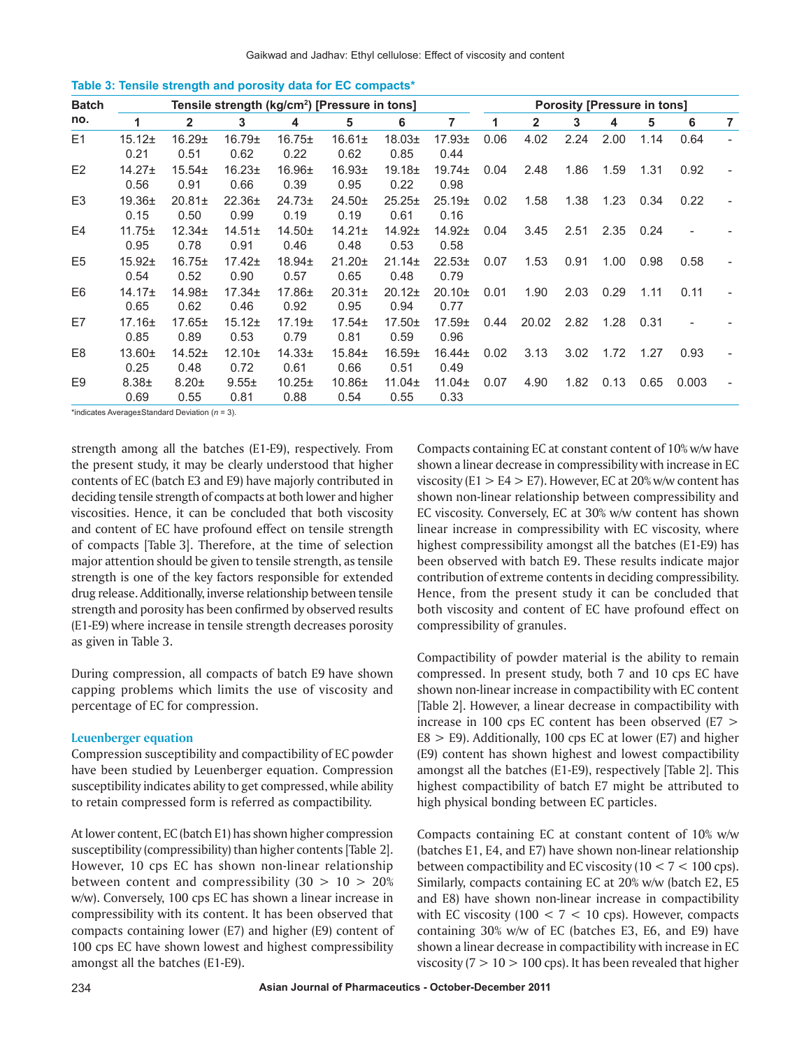**Table 3: Tensile strength and porosity data for EC compacts***

| Batch no. | Tensile strength (kg/cm²) [Pressure in tons] | | | | | | | Porosity [Pressure in tons] | | | | | | |
|---|---|---|---|---|---|---|---|---|---|---|---|---|---|---|
| | 1 | 2 | 3 | 4 | 5 | 6 | 7 | 1 | 2 | 3 | 4 | 5 | 6 | 7 |
| E1 | 15.12±0.21 | 16.29±0.51 | 16.79±0.62 | 16.75±0.22 | 16.61±0.62 | 18.03±0.85 | 17.93±0.44 | 0.06 | 4.02 | 2.24 | 2.00 | 1.14 | 0.64 | - |
| E2 | 14.27±0.56 | 15.54±0.91 | 16.23±0.66 | 16.96±0.39 | 16.93±0.95 | 19.18±0.22 | 19.74±0.98 | 0.04 | 2.48 | 1.86 | 1.59 | 1.31 | 0.92 | - |
| E3 | 19.36±0.15 | 20.81±0.50 | 22.36±0.99 | 24.73±0.19 | 24.50±0.19 | 25.25±0.61 | 25.19±0.16 | 0.02 | 1.58 | 1.38 | 1.23 | 0.34 | 0.22 | - |
| E4 | 11.75±0.95 | 12.34±0.78 | 14.51±0.91 | 14.50±0.46 | 14.21±0.48 | 14.92±0.53 | 14.92±0.58 | 0.04 | 3.45 | 2.51 | 2.35 | 0.24 | - | - |
| E5 | 15.92±0.54 | 16.75±0.52 | 17.42±0.90 | 18.94±0.57 | 21.20±0.65 | 21.14±0.48 | 22.53±0.79 | 0.07 | 1.53 | 0.91 | 1.00 | 0.98 | 0.58 | - |
| E6 | 14.17±0.65 | 14.98±0.62 | 17.34±0.46 | 17.86±0.92 | 20.31±0.95 | 20.12±0.94 | 20.10±0.77 | 0.01 | 1.90 | 2.03 | 0.29 | 1.11 | 0.11 | - |
| E7 | 17.16±0.85 | 17.65±0.89 | 15.12±0.53 | 17.19±0.79 | 17.54±0.81 | 17.50±0.59 | 17.59±0.96 | 0.44 | 20.02 | 2.82 | 1.28 | 0.31 | - | - |
| E8 | 13.60±0.25 | 14.52±0.48 | 12.10±0.72 | 14.33±0.61 | 15.84±0.66 | 16.59±0.51 | 16.44±0.49 | 0.02 | 3.13 | 3.02 | 1.72 | 1.27 | 0.93 | - |
| E9 | 8.38±0.69 | 8.20±0.55 | 9.55±0.81 | 10.25±0.88 | 10.86±0.54 | 11.04±0.55 | 11.04±0.33 | 0.07 | 4.90 | 1.82 | 0.13 | 0.65 | 0.003 | - |

*indicates Average±Standard Deviation ($n$ = 3).

strength among all the batches (E1-E9), respectively. From the present study, it may be clearly understood that higher contents of EC (batch E3 and E9) have majorly contributed in deciding tensile strength of compacts at both lower and higher viscosities. Hence, it can be concluded that both viscosity and content of EC have profound effect on tensile strength of compacts [Table 3]. Therefore, at the time of selection major attention should be given to tensile strength, as tensile strength is one of the key factors responsible for extended drug release. Additionally, inverse relationship between tensile strength and porosity has been confirmed by observed results (E1-E9) where increase in tensile strength decreases porosity as given in Table 3.

During compression, all compacts of batch E9 have shown capping problems which limits the use of viscosity and percentage of EC for compression.

### Leuenberger equation

Compression susceptibility and compactibility of EC powder have been studied by Leuenberger equation. Compression susceptibility indicates ability to get compressed, while ability to retain compressed form is referred as compactibility.

At lower content, EC (batch E1) has shown higher compression susceptibility (compressibility) than higher contents [Table 2]. However, 10 cps EC has shown non-linear relationship between content and compressibility (30 > 10 > 20% w/w). Conversely, 100 cps EC has shown a linear increase in compressibility with its content. It has been observed that compacts containing lower (E7) and higher (E9) content of 100 cps EC have shown lowest and highest compressibility amongst all the batches (E1-E9).

Compacts containing EC at constant content of 10% w/w have shown a linear decrease in compressibility with increase in EC viscosity (E1 > E4 > E7). However, EC at 20% w/w content has shown non-linear relationship between compressibility and EC viscosity. Conversely, EC at 30% w/w content has shown linear increase in compressibility with EC viscosity, where highest compressibility amongst all the batches (E1-E9) has been observed with batch E9. These results indicate major contribution of extreme contents in deciding compressibility. Hence, from the present study it can be concluded that both viscosity and content of EC have profound effect on compressibility of granules.

Compactibility of powder material is the ability to remain compressed. In present study, both 7 and 10 cps EC have shown non-linear increase in compactibility with EC content [Table 2]. However, a linear decrease in compactibility with increase in 100 cps EC content has been observed (E7 > E8 > E9). Additionally, 100 cps EC at lower (E7) and higher (E9) content has shown highest and lowest compactibility amongst all the batches (E1-E9), respectively [Table 2]. This highest compactibility of batch E7 might be attributed to high physical bonding between EC particles.

Compacts containing EC at constant content of 10% w/w (batches E1, E4, and E7) have shown non-linear relationship between compactibility and EC viscosity (10 < 7 < 100 cps). Similarly, compacts containing EC at 20% w/w (batch E2, E5 and E8) have shown non-linear increase in compactibility with EC viscosity (100 < 7 < 10 cps). However, compacts containing 30% w/w of EC (batches E3, E6, and E9) have shown a linear decrease in compactibility with increase in EC viscosity (7 > 10 > 100 cps). It has been revealed that higher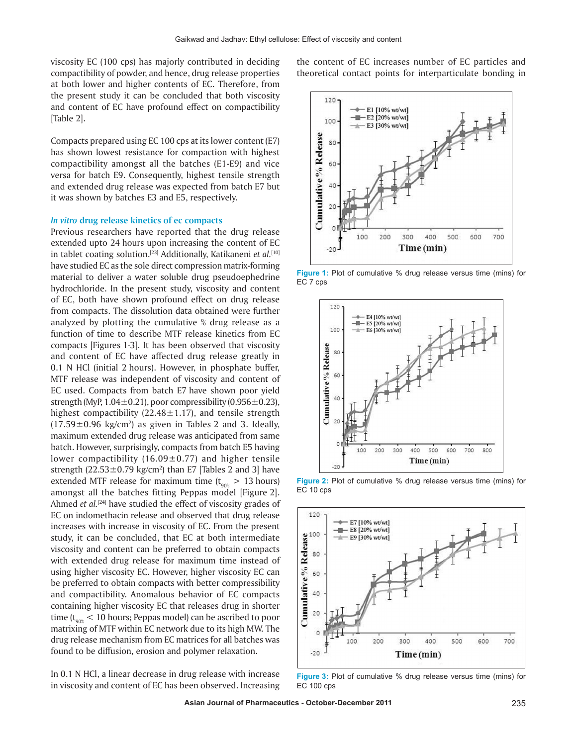viscosity EC (100 cps) has majorly contributed in deciding compactibility of powder, and hence, drug release properties at both lower and higher contents of EC. Therefore, from the present study it can be concluded that both viscosity and content of EC have profound effect on compactibility [Table 2].

Compacts prepared using EC 100 cps at its lower content (E7) has shown lowest resistance for compaction with highest compactibility amongst all the batches (E1-E9) and vice versa for batch E9. Consequently, highest tensile strength and extended drug release was expected from batch E7 but it was shown by batches E3 and E5, respectively.

### *In vitro* drug release kinetics of ec compacts

Previous researchers have reported that the drug release extended upto 24 hours upon increasing the content of EC in tablet coating solution.[23] Additionally, Katikaneni *et al.*[10] have studied EC as the sole direct compression matrix-forming material to deliver a water soluble drug pseudoephedrine hydrochloride. In the present study, viscosity and content of EC, both have shown profound effect on drug release from compacts. The dissolution data obtained were further analyzed by plotting the cumulative % drug release as a function of time to describe MTF release kinetics from EC compacts [Figures 1-3]. It has been observed that viscosity and content of EC have affected drug release greatly in 0.1 N HCl (initial 2 hours). However, in phosphate buffer, MTF release was independent of viscosity and content of EC used. Compacts from batch E7 have shown poor yield strength (MyP, 1.04±0.21), poor compressibility (0.956±0.23), highest compactibility (22.48±1.17), and tensile strength (17.59±0.96 kg/cm$^2$) as given in Tables 2 and 3. Ideally, maximum extended drug release was anticipated from same batch. However, surprisingly, compacts from batch E5 having lower compactibility (16.09±0.77) and higher tensile strength (22.53±0.79 kg/cm$^2$) than E7 [Tables 2 and 3] have extended MTF release for maximum time ($t_{90\%}$ > 13 hours) amongst all the batches fitting Peppas model [Figure 2]. Ahmed *et al.*[24] have studied the effect of viscosity grades of EC on indomethacin release and observed that drug release increases with increase in viscosity of EC. From the present study, it can be concluded, that EC at both intermediate viscosity and content can be preferred to obtain compacts with extended drug release for maximum time instead of using higher viscosity EC. However, higher viscosity EC can be preferred to obtain compacts with better compressibility and compactibility. Anomalous behavior of EC compacts containing higher viscosity EC that releases drug in shorter time ($t_{90\%}$ < 10 hours; Peppas model) can be ascribed to poor matrixing of MTF within EC network due to its high MW. The drug release mechanism from EC matrices for all batches was found to be diffusion, erosion and polymer relaxation.

In 0.1 N HCl, a linear decrease in drug release with increase in viscosity and content of EC has been observed. Increasing the content of EC increases number of EC particles and theoretical contact points for interparticulate bonding in

Figure 1: Plot of cumulative % drug release versus time (mins) for EC 7 cps

Figure 2: Plot of cumulative % drug release versus time (mins) for EC 10 cps

Figure 3: Plot of cumulative % drug release versus time (mins) for EC 100 cps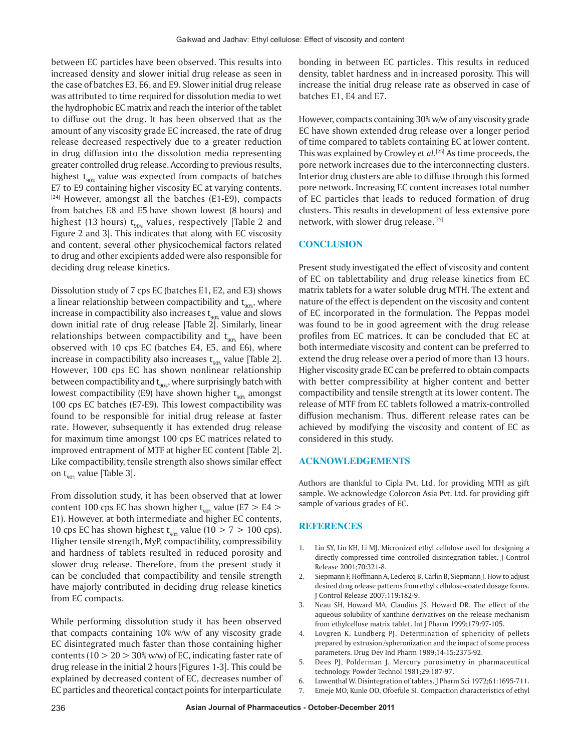between EC particles have been observed. This results into increased density and slower initial drug release as seen in the case of batches E3, E6, and E9. Slower initial drug release was attributed to time required for dissolution media to wet the hydrophobic EC matrix and reach the interior of the tablet to diffuse out the drug. It has been observed that as the amount of any viscosity grade EC increased, the rate of drug release decreased respectively due to a greater reduction in drug diffusion into the dissolution media representing greater controlled drug release. According to previous results, highest $t_{90\%}$ value was expected from compacts of batches E7 to E9 containing higher viscosity EC at varying contents.[24] However, amongst all the batches (E1-E9), compacts from batches E8 and E5 have shown lowest (8 hours) and highest (13 hours) $t_{90\%}$ values, respectively [Table 2 and Figure 2 and 3]. This indicates that along with EC viscosity and content, several other physicochemical factors related to drug and other excipients added were also responsible for deciding drug release kinetics.

Dissolution study of 7 cps EC (batches E1, E2, and E3) shows a linear relationship between compactibility and $t_{90\%}$, where increase in compactibility also increases $t_{90\%}$ value and slows down initial rate of drug release [Table 2]. Similarly, linear relationships between compactibility and $t_{90\%}$ have been observed with 10 cps EC (batches E4, E5, and E6), where increase in compactibility also increases $t_{90\%}$ value [Table 2]. However, 100 cps EC has shown nonlinear relationship between compactibility and $t_{90\%}$, where surprisingly batch with lowest compactibility (E9) have shown higher $t_{90\%}$ amongst 100 cps EC batches (E7-E9). This lowest compactibility was found to be responsible for initial drug release at faster rate. However, subsequently it has extended drug release for maximum time amongst 100 cps EC matrices related to improved entrapment of MTF at higher EC content [Table 2]. Like compactibility, tensile strength also shows similar effect on $t_{90\%}$ value [Table 3].

From dissolution study, it has been observed that at lower content 100 cps EC has shown higher $t_{90\%}$ value (E7 > E4 > E1). However, at both intermediate and higher EC contents, 10 cps EC has shown highest $t_{90\%}$ value (10 > 7 > 100 cps). Higher tensile strength, MyP, compactibility, compressibility and hardness of tablets resulted in reduced porosity and slower drug release. Therefore, from the present study it can be concluded that compactibility and tensile strength have majorly contributed in deciding drug release kinetics from EC compacts.

While performing dissolution study it has been observed that compacts containing 10% w/w of any viscosity grade EC disintegrated much faster than those containing higher contents (10 > 20 > 30% w/w) of EC, indicating faster rate of drug release in the initial 2 hours [Figures 1-3]. This could be explained by decreased content of EC, decreases number of EC particles and theoretical contact points for interparticulate bonding in between EC particles. This results in reduced density, tablet hardness and in increased porosity. This will increase the initial drug release rate as observed in case of batches E1, E4 and E7.

However, compacts containing 30% w/w of any viscosity grade EC have shown extended drug release over a longer period of time compared to tablets containing EC at lower content. This was explained by Crowley *et al.*[25] As time proceeds, the pore network increases due to the interconnecting clusters. Interior drug clusters are able to diffuse through this formed pore network. Increasing EC content increases total number of EC particles that leads to reduced formation of drug clusters. This results in development of less extensive pore network, with slower drug release.[25]

## CONCLUSION

Present study investigated the effect of viscosity and content of EC on tablettability and drug release kinetics from EC matrix tablets for a water soluble drug MTH. The extent and nature of the effect is dependent on the viscosity and content of EC incorporated in the formulation. The Peppas model was found to be in good agreement with the drug release profiles from EC matrices. It can be concluded that EC at both intermediate viscosity and content can be preferred to extend the drug release over a period of more than 13 hours. Higher viscosity grade EC can be preferred to obtain compacts with better compressibility at higher content and better compactibility and tensile strength at its lower content. The release of MTF from EC tablets followed a matrix-controlled diffusion mechanism. Thus, different release rates can be achieved by modifying the viscosity and content of EC as considered in this study.

## ACKNOWLEDGEMENTS

Authors are thankful to Cipla Pvt. Ltd. for providing MTH as gift sample. We acknowledge Colorcon Asia Pvt. Ltd. for providing gift sample of various grades of EC.

## REFERENCES

1. Lin SY, Lin KH, Li MJ. Micronized ethyl cellulose used for designing a directly compressed time controlled disintegration tablet. J Control Release 2001;70:321-8.
2. Siepmann F, Hoffmann A, Leclercq B, Carlin B, Siepmann J. How to adjust desired drug release patterns from ethyl cellulose-coated dosage forms. J Control Release 2007;119:182-9.
3. Neau SH, Howard MA, Claudius JS, Howard DR. The effect of the aqueous solubility of xanthine derivatives on the release mechanism from ethylcelluse matrix tablet. Int J Pharm 1999;179:97-105.
4. Lovgren K, Lundberg PJ. Determination of sphericity of pellets prepared by extrusion /spheronization and the impact of some process parameters. Drug Dev Ind Pharm 1989;14-15:2375-92.
5. Dees PJ, Polderman J. Mercury porosimetry in pharmaceutical technology. Powder Technol 1981;29:187-97.
6. Lowenthal W. Disintegration of tablets. J Pharm Sci 1972;61:1695-711.
7. Emeje MO, Kunle OO, Ofoefule SI. Compaction characteristics of ethyl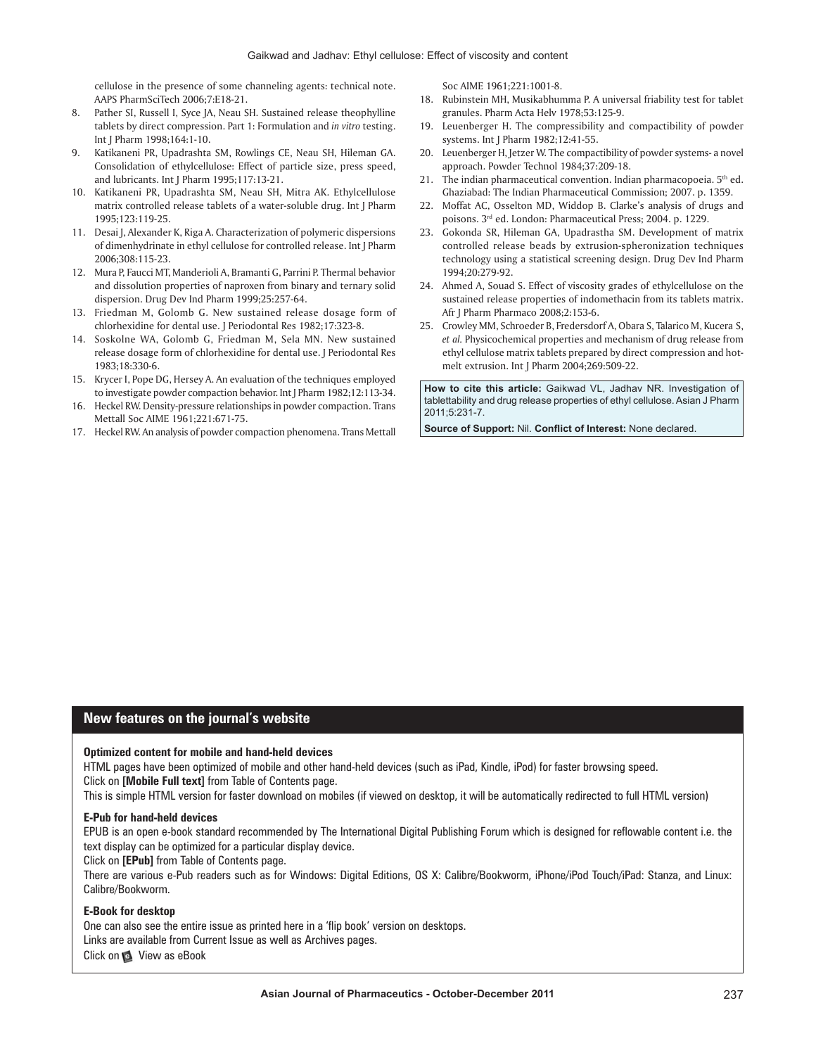cellulose in the presence of some channeling agents: technical note. AAPS PharmSciTech 2006;7:E18-21.

8. Pather SI, Russell I, Syce JA, Neau SH. Sustained release theophylline tablets by direct compression. Part 1: Formulation and *in vitro* testing. Int J Pharm 1998;164:1-10.
9. Katikaneni PR, Upadrashta SM, Rowlings CE, Neau SH, Hileman GA. Consolidation of ethylcellulose: Effect of particle size, press speed, and lubricants. Int J Pharm 1995;117:13-21.
10. Katikaneni PR, Upadrashta SM, Neau SH, Mitra AK. Ethylcellulose matrix controlled release tablets of a water-soluble drug. Int J Pharm 1995;123:119-25.
11. Desai J, Alexander K, Riga A. Characterization of polymeric dispersions of dimenhydrinate in ethyl cellulose for controlled release. Int J Pharm 2006;308:115-23.
12. Mura P, Faucci MT, Manderioli A, Bramanti G, Parrini P. Thermal behavior and dissolution properties of naproxen from binary and ternary solid dispersion. Drug Dev Ind Pharm 1999;25:257-64.
13. Friedman M, Golomb G. New sustained release dosage form of chlorhexidine for dental use. J Periodontal Res 1982;17:323-8.
14. Soskolne WA, Golomb G, Friedman M, Sela MN. New sustained release dosage form of chlorhexidine for dental use. J Periodontal Res 1983;18:330-6.
15. Krycer I, Pope DG, Hersey A. An evaluation of the techniques employed to investigate powder compaction behavior. Int J Pharm 1982;12:113-34.
16. Heckel RW. Density-pressure relationships in powder compaction. Trans Mettall Soc AIME 1961;221:671-75.
17. Heckel RW. An analysis of powder compaction phenomena. Trans Mettall Soc AIME 1961;221:1001-8.
18. Rubinstein MH, Musikabhumma P. A universal friability test for tablet granules. Pharm Acta Helv 1978;53:125-9.
19. Leuenberger H. The compressibility and compactibility of powder systems. Int J Pharm 1982;12:41-55.
20. Leuenberger H, Jetzer W. The compactibility of powder systems- a novel approach. Powder Technol 1984;37:209-18.
21. The indian pharmaceutical convention. Indian pharmacopoeia. 5th ed. Ghaziabad: The Indian Pharmaceutical Commission; 2007. p. 1359.
22. Moffat AC, Osselton MD, Widdop B. Clarke's analysis of drugs and poisons. 3rd ed. London: Pharmaceutical Press; 2004. p. 1229.
23. Gokonda SR, Hileman GA, Upadrastha SM. Development of matrix controlled release beads by extrusion-spheronization techniques technology using a statistical screening design. Drug Dev Ind Pharm 1994;20:279-92.
24. Ahmed A, Souad S. Effect of viscosity grades of ethylcellulose on the sustained release properties of indomethacin from its tablets matrix. Afr J Pharm Pharmaco 2008;2:153-6.
25. Crowley MM, Schroeder B, Fredersdorf A, Obara S, Talarico M, Kucera S, *et al.* Physicochemical properties and mechanism of drug release from ethyl cellulose matrix tablets prepared by direct compression and hot-melt extrusion. Int J Pharm 2004;269:509-22.

**How to cite this article:** Gaikwad VL, Jadhav NR. Investigation of tablettability and drug release properties of ethyl cellulose. Asian J Pharm 2011;5:231-7.

**Source of Support:** Nil. **Conflict of Interest:** None declared.

## New features on the journal's website

**Optimized content for mobile and hand-held devices**

HTML pages have been optimized of mobile and other hand-held devices (such as iPad, Kindle, iPod) for faster browsing speed.
Click on **[Mobile Full text]** from Table of Contents page.
This is simple HTML version for faster download on mobiles (if viewed on desktop, it will be automatically redirected to full HTML version)

**E-Pub for hand-held devices**

EPUB is an open e-book standard recommended by The International Digital Publishing Forum which is designed for reflowable content i.e. the text display can be optimized for a particular display device.
Click on **[EPub]** from Table of Contents page.
There are various e-Pub readers such as for Windows: Digital Editions, OS X: Calibre/Bookworm, iPhone/iPod Touch/iPad: Stanza, and Linux: Calibre/Bookworm.

**E-Book for desktop**

One can also see the entire issue as printed here in a 'flip book' version on desktops.
Links are available from Current Issue as well as Archives pages.
Click on View as eBook